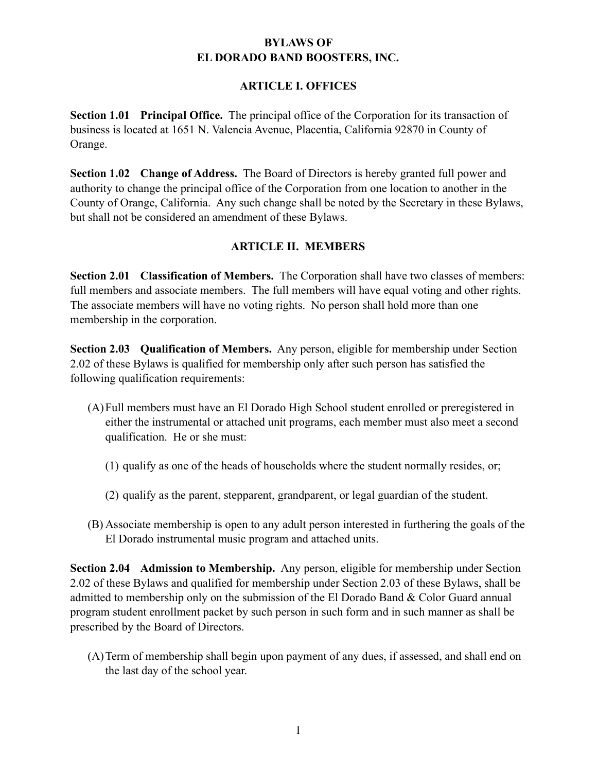# BYLAWS OF
# EL DORADO BAND BOOSTERS, INC.

## ARTICLE I. OFFICES

**Section 1.01 Principal Office.** The principal office of the Corporation for its transaction of business is located at 1651 N. Valencia Avenue, Placentia, California 92870 in County of Orange.

**Section 1.02 Change of Address.** The Board of Directors is hereby granted full power and authority to change the principal office of the Corporation from one location to another in the County of Orange, California. Any such change shall be noted by the Secretary in these Bylaws, but shall not be considered an amendment of these Bylaws.

## ARTICLE II. MEMBERS

**Section 2.01 Classification of Members.** The Corporation shall have two classes of members: full members and associate members. The full members will have equal voting and other rights. The associate members will have no voting rights. No person shall hold more than one membership in the corporation.

**Section 2.03 Qualification of Members.** Any person, eligible for membership under Section 2.02 of these Bylaws is qualified for membership only after such person has satisfied the following qualification requirements:

(A) Full members must have an El Dorado High School student enrolled or preregistered in either the instrumental or attached unit programs, each member must also meet a second qualification. He or she must:

(1) qualify as one of the heads of households where the student normally resides, or;

(2) qualify as the parent, stepparent, grandparent, or legal guardian of the student.

(B) Associate membership is open to any adult person interested in furthering the goals of the El Dorado instrumental music program and attached units.

**Section 2.04 Admission to Membership.** Any person, eligible for membership under Section 2.02 of these Bylaws and qualified for membership under Section 2.03 of these Bylaws, shall be admitted to membership only on the submission of the El Dorado Band & Color Guard annual program student enrollment packet by such person in such form and in such manner as shall be prescribed by the Board of Directors.

(A) Term of membership shall begin upon payment of any dues, if assessed, and shall end on the last day of the school year.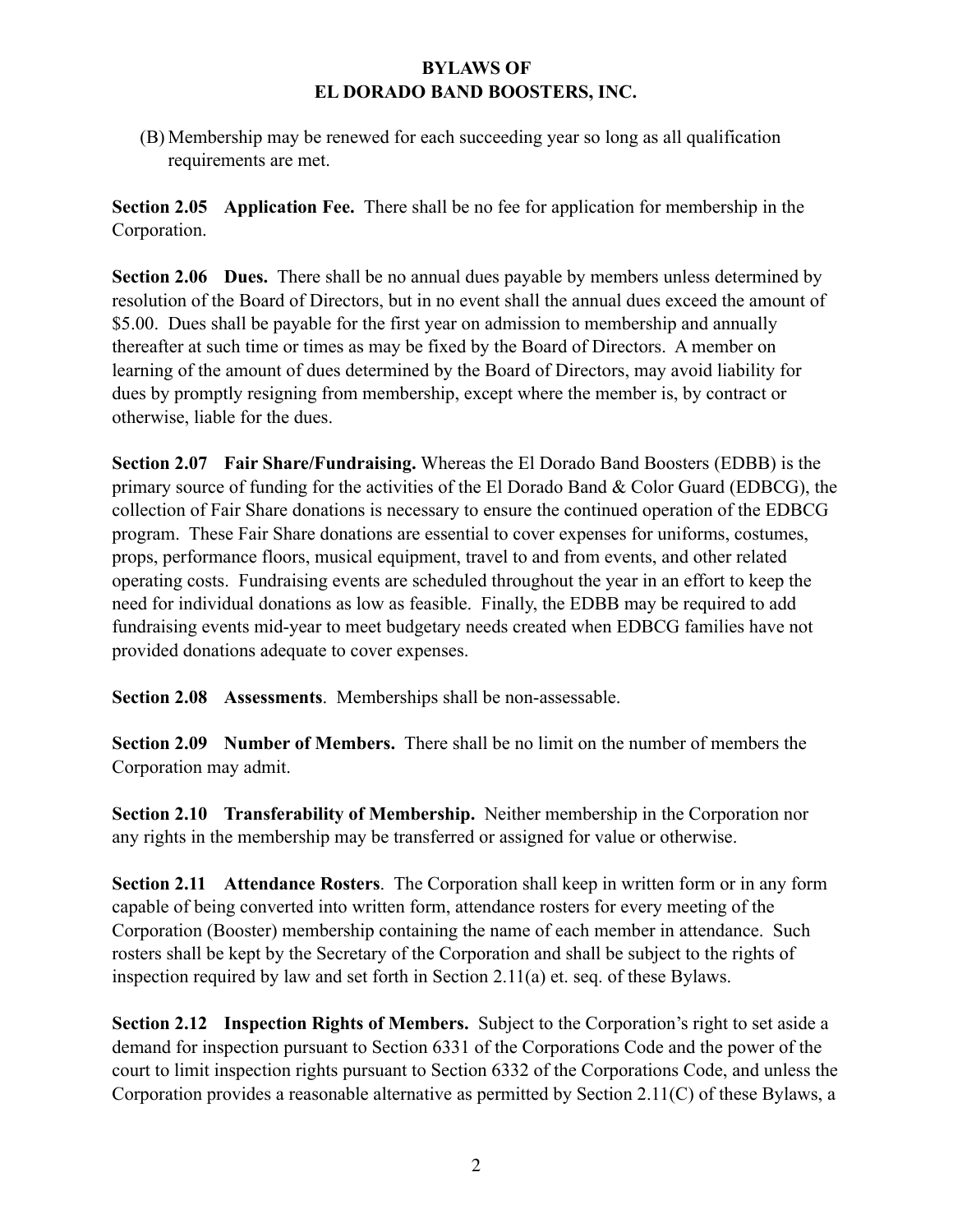(B) Membership may be renewed for each succeeding year so long as all qualification requirements are met.

**Section 2.05 Application Fee.** There shall be no fee for application for membership in the Corporation.

**Section 2.06 Dues.** There shall be no annual dues payable by members unless determined by resolution of the Board of Directors, but in no event shall the annual dues exceed the amount of $5.00. Dues shall be payable for the first year on admission to membership and annually thereafter at such time or times as may be fixed by the Board of Directors. A member on learning of the amount of dues determined by the Board of Directors, may avoid liability for dues by promptly resigning from membership, except where the member is, by contract or otherwise, liable for the dues.

**Section 2.07 Fair Share/Fundraising.** Whereas the El Dorado Band Boosters (EDBB) is the primary source of funding for the activities of the El Dorado Band & Color Guard (EDBCG), the collection of Fair Share donations is necessary to ensure the continued operation of the EDBCG program. These Fair Share donations are essential to cover expenses for uniforms, costumes, props, performance floors, musical equipment, travel to and from events, and other related operating costs. Fundraising events are scheduled throughout the year in an effort to keep the need for individual donations as low as feasible. Finally, the EDBB may be required to add fundraising events mid-year to meet budgetary needs created when EDBCG families have not provided donations adequate to cover expenses.

**Section 2.08 Assessments**. Memberships shall be non-assessable.

**Section 2.09 Number of Members.** There shall be no limit on the number of members the Corporation may admit.

**Section 2.10 Transferability of Membership.** Neither membership in the Corporation nor any rights in the membership may be transferred or assigned for value or otherwise.

**Section 2.11 Attendance Rosters**. The Corporation shall keep in written form or in any form capable of being converted into written form, attendance rosters for every meeting of the Corporation (Booster) membership containing the name of each member in attendance. Such rosters shall be kept by the Secretary of the Corporation and shall be subject to the rights of inspection required by law and set forth in Section 2.11(a) et. seq. of these Bylaws.

**Section 2.12 Inspection Rights of Members.** Subject to the Corporation's right to set aside a demand for inspection pursuant to Section 6331 of the Corporations Code and the power of the court to limit inspection rights pursuant to Section 6332 of the Corporations Code, and unless the Corporation provides a reasonable alternative as permitted by Section 2.11(C) of these Bylaws, a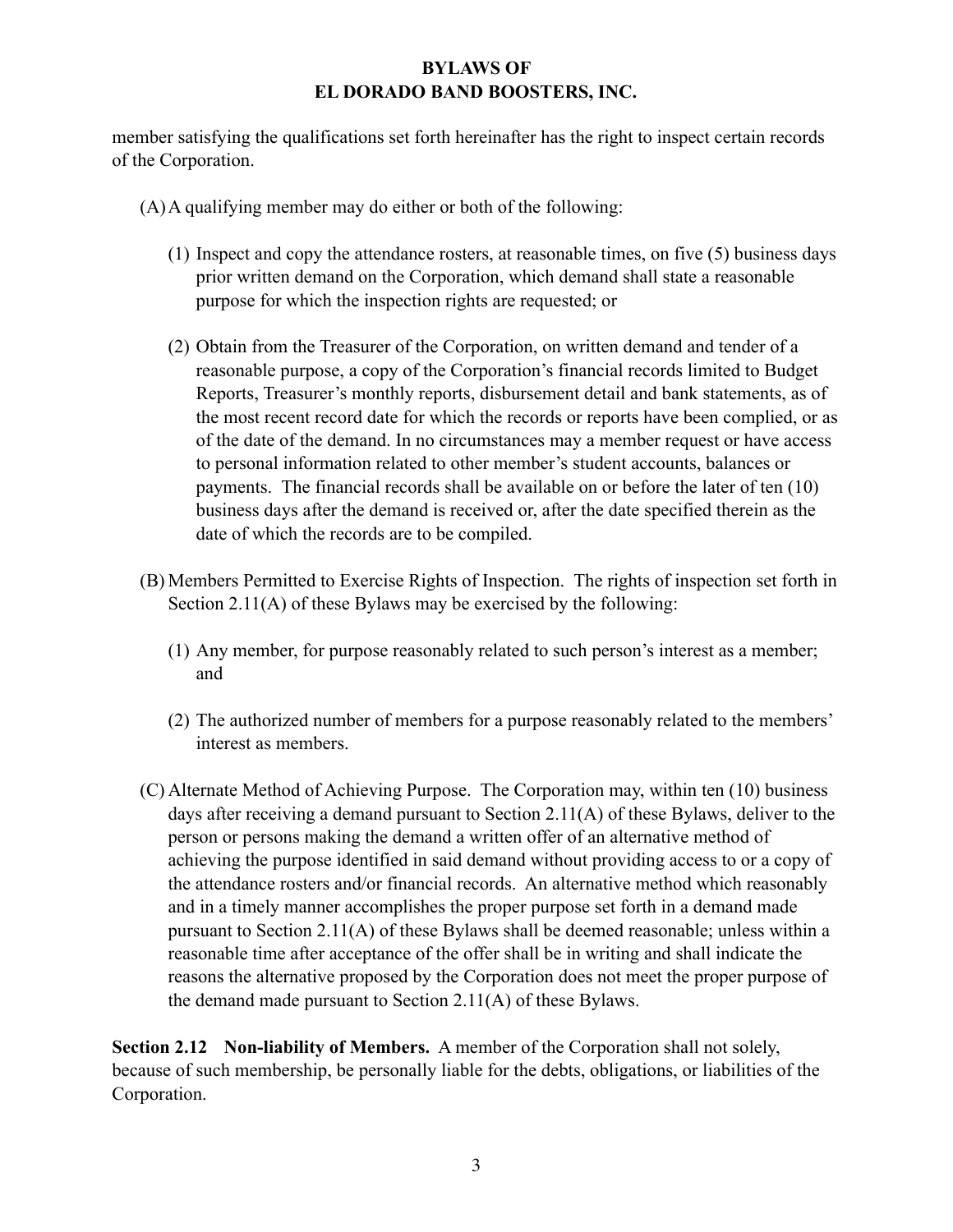member satisfying the qualifications set forth hereinafter has the right to inspect certain records of the Corporation.

(A) A qualifying member may do either or both of the following:

(1) Inspect and copy the attendance rosters, at reasonable times, on five (5) business days prior written demand on the Corporation, which demand shall state a reasonable purpose for which the inspection rights are requested; or

(2) Obtain from the Treasurer of the Corporation, on written demand and tender of a reasonable purpose, a copy of the Corporation's financial records limited to Budget Reports, Treasurer's monthly reports, disbursement detail and bank statements, as of the most recent record date for which the records or reports have been complied, or as of the date of the demand. In no circumstances may a member request or have access to personal information related to other member's student accounts, balances or payments. The financial records shall be available on or before the later of ten (10) business days after the demand is received or, after the date specified therein as the date of which the records are to be compiled.

(B) Members Permitted to Exercise Rights of Inspection. The rights of inspection set forth in Section 2.11(A) of these Bylaws may be exercised by the following:

(1) Any member, for purpose reasonably related to such person's interest as a member; and

(2) The authorized number of members for a purpose reasonably related to the members' interest as members.

(C) Alternate Method of Achieving Purpose. The Corporation may, within ten (10) business days after receiving a demand pursuant to Section 2.11(A) of these Bylaws, deliver to the person or persons making the demand a written offer of an alternative method of achieving the purpose identified in said demand without providing access to or a copy of the attendance rosters and/or financial records. An alternative method which reasonably and in a timely manner accomplishes the proper purpose set forth in a demand made pursuant to Section 2.11(A) of these Bylaws shall be deemed reasonable; unless within a reasonable time after acceptance of the offer shall be in writing and shall indicate the reasons the alternative proposed by the Corporation does not meet the proper purpose of the demand made pursuant to Section 2.11(A) of these Bylaws.

**Section 2.12 Non-liability of Members.** A member of the Corporation shall not solely, because of such membership, be personally liable for the debts, obligations, or liabilities of the Corporation.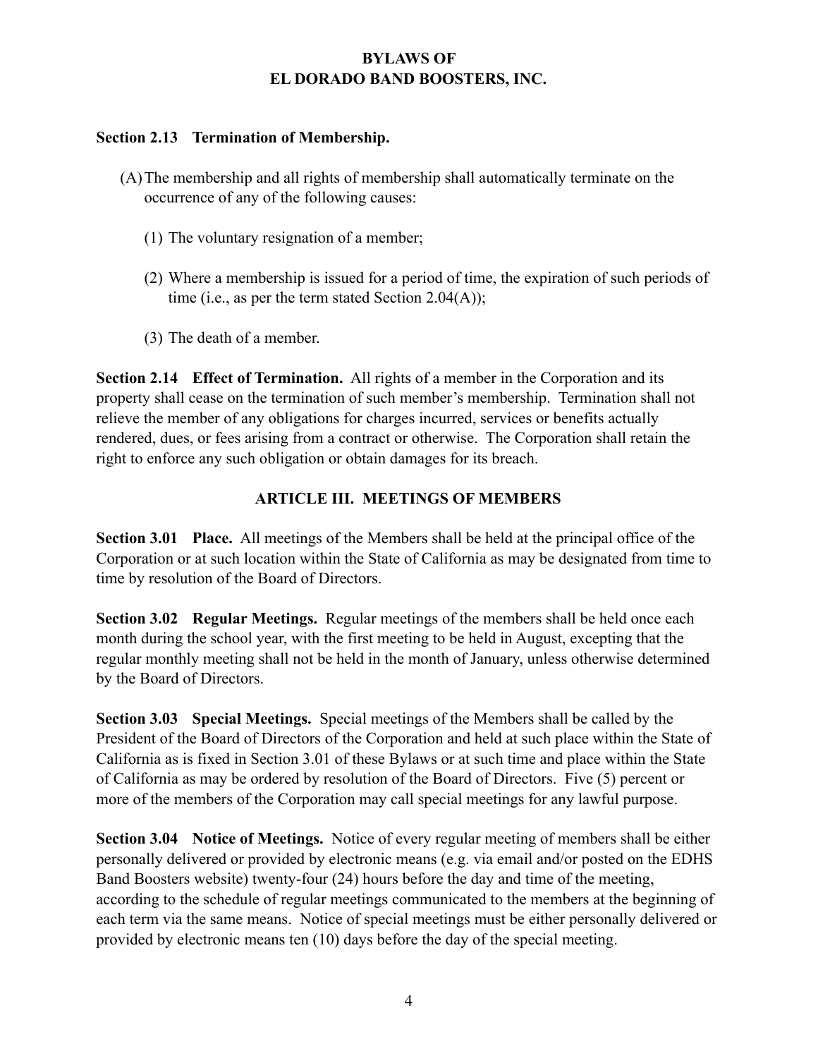**Section 2.13 Termination of Membership.**

(A) The membership and all rights of membership shall automatically terminate on the occurrence of any of the following causes:

(1) The voluntary resignation of a member;

(2) Where a membership is issued for a period of time, the expiration of such periods of time (i.e., as per the term stated Section 2.04(A));

(3) The death of a member.

**Section 2.14 Effect of Termination.** All rights of a member in the Corporation and its property shall cease on the termination of such member's membership. Termination shall not relieve the member of any obligations for charges incurred, services or benefits actually rendered, dues, or fees arising from a contract or otherwise. The Corporation shall retain the right to enforce any such obligation or obtain damages for its breach.

## ARTICLE III. MEETINGS OF MEMBERS

**Section 3.01 Place.** All meetings of the Members shall be held at the principal office of the Corporation or at such location within the State of California as may be designated from time to time by resolution of the Board of Directors.

**Section 3.02 Regular Meetings.** Regular meetings of the members shall be held once each month during the school year, with the first meeting to be held in August, excepting that the regular monthly meeting shall not be held in the month of January, unless otherwise determined by the Board of Directors.

**Section 3.03 Special Meetings.** Special meetings of the Members shall be called by the President of the Board of Directors of the Corporation and held at such place within the State of California as is fixed in Section 3.01 of these Bylaws or at such time and place within the State of California as may be ordered by resolution of the Board of Directors. Five (5) percent or more of the members of the Corporation may call special meetings for any lawful purpose.

**Section 3.04 Notice of Meetings.** Notice of every regular meeting of members shall be either personally delivered or provided by electronic means (e.g. via email and/or posted on the EDHS Band Boosters website) twenty-four (24) hours before the day and time of the meeting, according to the schedule of regular meetings communicated to the members at the beginning of each term via the same means. Notice of special meetings must be either personally delivered or provided by electronic means ten (10) days before the day of the special meeting.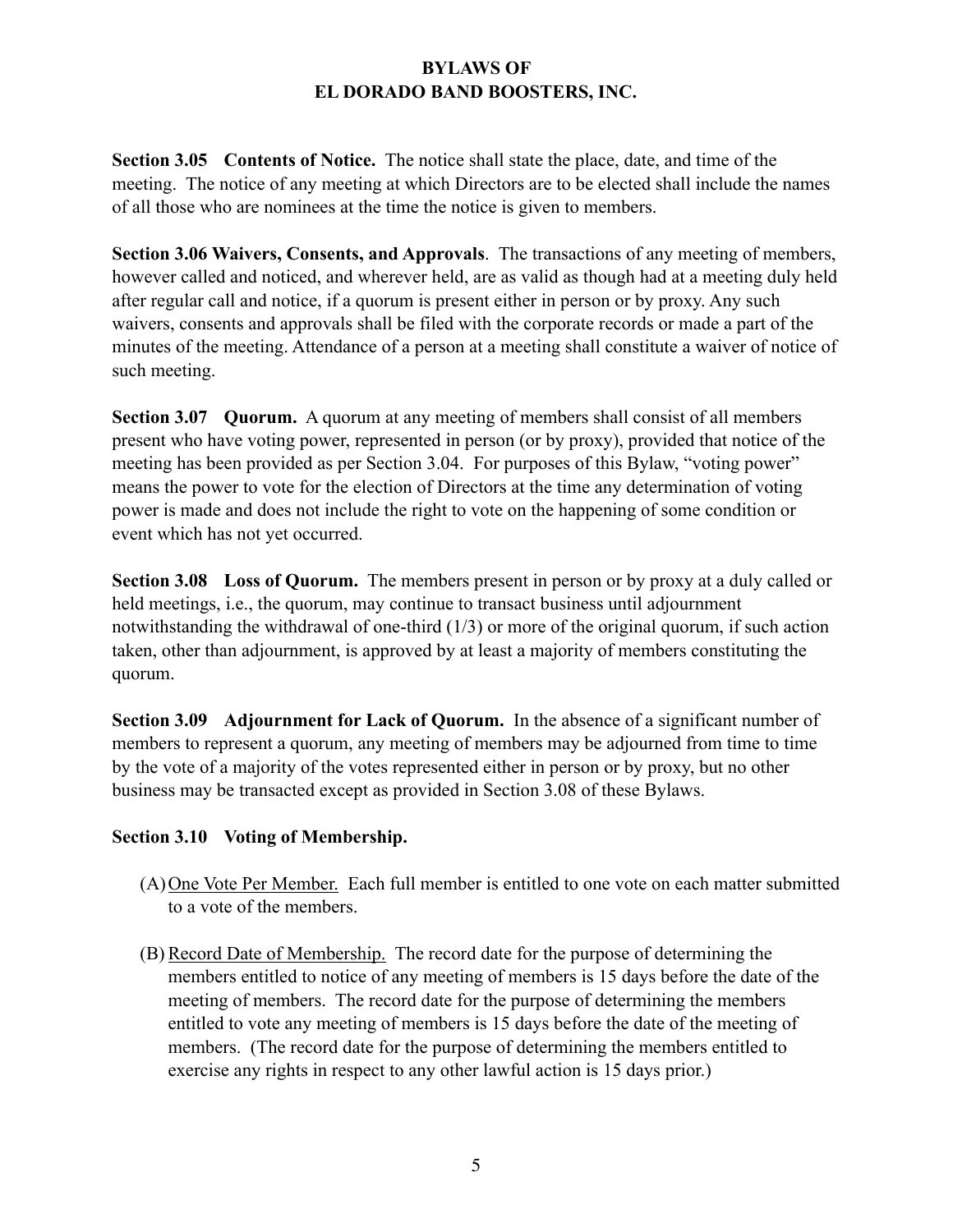**Section 3.05 Contents of Notice.** The notice shall state the place, date, and time of the meeting. The notice of any meeting at which Directors are to be elected shall include the names of all those who are nominees at the time the notice is given to members.

**Section 3.06 Waivers, Consents, and Approvals**. The transactions of any meeting of members, however called and noticed, and wherever held, are as valid as though had at a meeting duly held after regular call and notice, if a quorum is present either in person or by proxy. Any such waivers, consents and approvals shall be filed with the corporate records or made a part of the minutes of the meeting. Attendance of a person at a meeting shall constitute a waiver of notice of such meeting.

**Section 3.07 Quorum.** A quorum at any meeting of members shall consist of all members present who have voting power, represented in person (or by proxy), provided that notice of the meeting has been provided as per Section 3.04. For purposes of this Bylaw, "voting power" means the power to vote for the election of Directors at the time any determination of voting power is made and does not include the right to vote on the happening of some condition or event which has not yet occurred.

**Section 3.08 Loss of Quorum.** The members present in person or by proxy at a duly called or held meetings, i.e., the quorum, may continue to transact business until adjournment notwithstanding the withdrawal of one-third (1/3) or more of the original quorum, if such action taken, other than adjournment, is approved by at least a majority of members constituting the quorum.

**Section 3.09 Adjournment for Lack of Quorum.** In the absence of a significant number of members to represent a quorum, any meeting of members may be adjourned from time to time by the vote of a majority of the votes represented either in person or by proxy, but no other business may be transacted except as provided in Section 3.08 of these Bylaws.

**Section 3.10 Voting of Membership.**

(A) One Vote Per Member. Each full member is entitled to one vote on each matter submitted to a vote of the members.

(B) Record Date of Membership. The record date for the purpose of determining the members entitled to notice of any meeting of members is 15 days before the date of the meeting of members. The record date for the purpose of determining the members entitled to vote any meeting of members is 15 days before the date of the meeting of members. (The record date for the purpose of determining the members entitled to exercise any rights in respect to any other lawful action is 15 days prior.)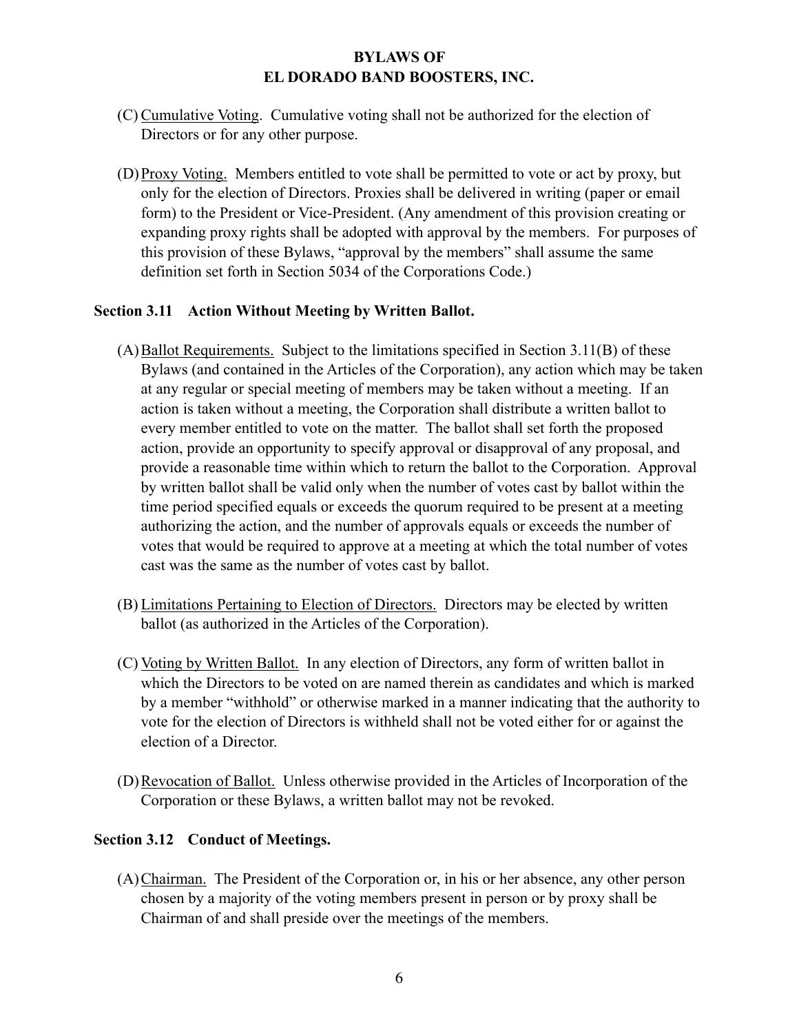(C) Cumulative Voting. Cumulative voting shall not be authorized for the election of Directors or for any other purpose.

(D) Proxy Voting. Members entitled to vote shall be permitted to vote or act by proxy, but only for the election of Directors. Proxies shall be delivered in writing (paper or email form) to the President or Vice-President. (Any amendment of this provision creating or expanding proxy rights shall be adopted with approval by the members. For purposes of this provision of these Bylaws, "approval by the members" shall assume the same definition set forth in Section 5034 of the Corporations Code.)

### Section 3.11 Action Without Meeting by Written Ballot.

(A) Ballot Requirements. Subject to the limitations specified in Section 3.11(B) of these Bylaws (and contained in the Articles of the Corporation), any action which may be taken at any regular or special meeting of members may be taken without a meeting. If an action is taken without a meeting, the Corporation shall distribute a written ballot to every member entitled to vote on the matter. The ballot shall set forth the proposed action, provide an opportunity to specify approval or disapproval of any proposal, and provide a reasonable time within which to return the ballot to the Corporation. Approval by written ballot shall be valid only when the number of votes cast by ballot within the time period specified equals or exceeds the quorum required to be present at a meeting authorizing the action, and the number of approvals equals or exceeds the number of votes that would be required to approve at a meeting at which the total number of votes cast was the same as the number of votes cast by ballot.

(B) Limitations Pertaining to Election of Directors. Directors may be elected by written ballot (as authorized in the Articles of the Corporation).

(C) Voting by Written Ballot. In any election of Directors, any form of written ballot in which the Directors to be voted on are named therein as candidates and which is marked by a member "withhold" or otherwise marked in a manner indicating that the authority to vote for the election of Directors is withheld shall not be voted either for or against the election of a Director.

(D) Revocation of Ballot. Unless otherwise provided in the Articles of Incorporation of the Corporation or these Bylaws, a written ballot may not be revoked.

### Section 3.12 Conduct of Meetings.

(A) Chairman. The President of the Corporation or, in his or her absence, any other person chosen by a majority of the voting members present in person or by proxy shall be Chairman of and shall preside over the meetings of the members.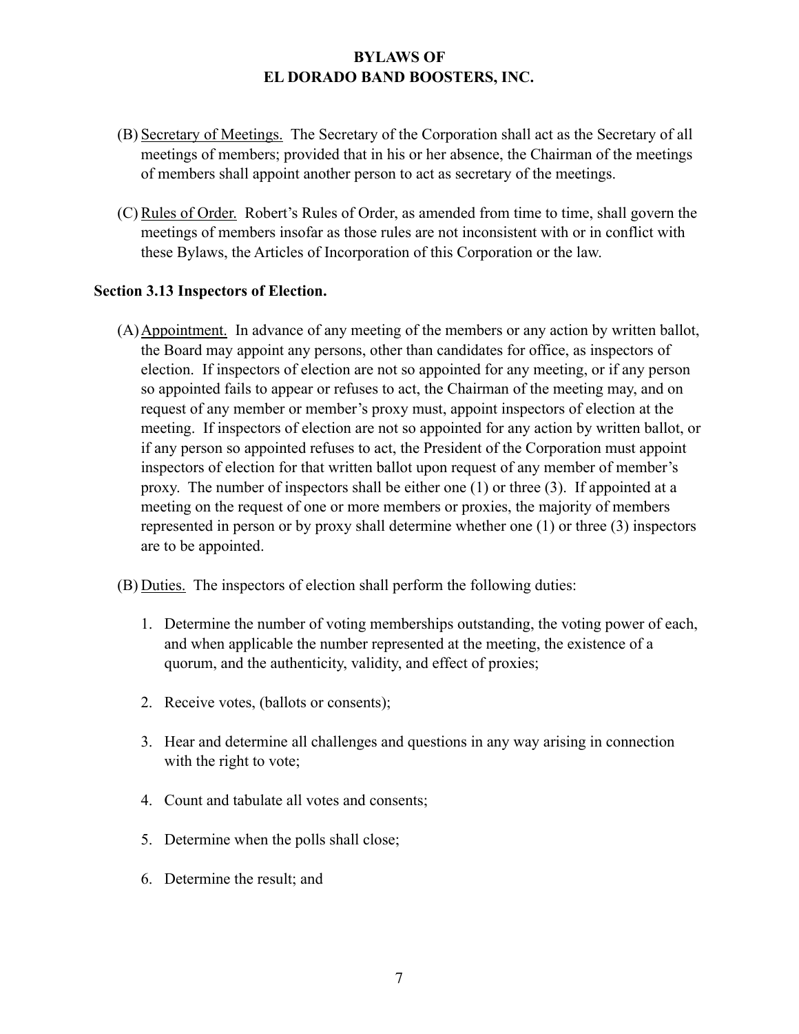(B) Secretary of Meetings. The Secretary of the Corporation shall act as the Secretary of all meetings of members; provided that in his or her absence, the Chairman of the meetings of members shall appoint another person to act as secretary of the meetings.

(C) Rules of Order. Robert's Rules of Order, as amended from time to time, shall govern the meetings of members insofar as those rules are not inconsistent with or in conflict with these Bylaws, the Articles of Incorporation of this Corporation or the law.

**Section 3.13 Inspectors of Election.**

(A) Appointment. In advance of any meeting of the members or any action by written ballot, the Board may appoint any persons, other than candidates for office, as inspectors of election. If inspectors of election are not so appointed for any meeting, or if any person so appointed fails to appear or refuses to act, the Chairman of the meeting may, and on request of any member or member's proxy must, appoint inspectors of election at the meeting. If inspectors of election are not so appointed for any action by written ballot, or if any person so appointed refuses to act, the President of the Corporation must appoint inspectors of election for that written ballot upon request of any member of member's proxy. The number of inspectors shall be either one (1) or three (3). If appointed at a meeting on the request of one or more members or proxies, the majority of members represented in person or by proxy shall determine whether one (1) or three (3) inspectors are to be appointed.

(B) Duties. The inspectors of election shall perform the following duties:

1. Determine the number of voting memberships outstanding, the voting power of each, and when applicable the number represented at the meeting, the existence of a quorum, and the authenticity, validity, and effect of proxies;
2. Receive votes, (ballots or consents);
3. Hear and determine all challenges and questions in any way arising in connection with the right to vote;
4. Count and tabulate all votes and consents;
5. Determine when the polls shall close;
6. Determine the result; and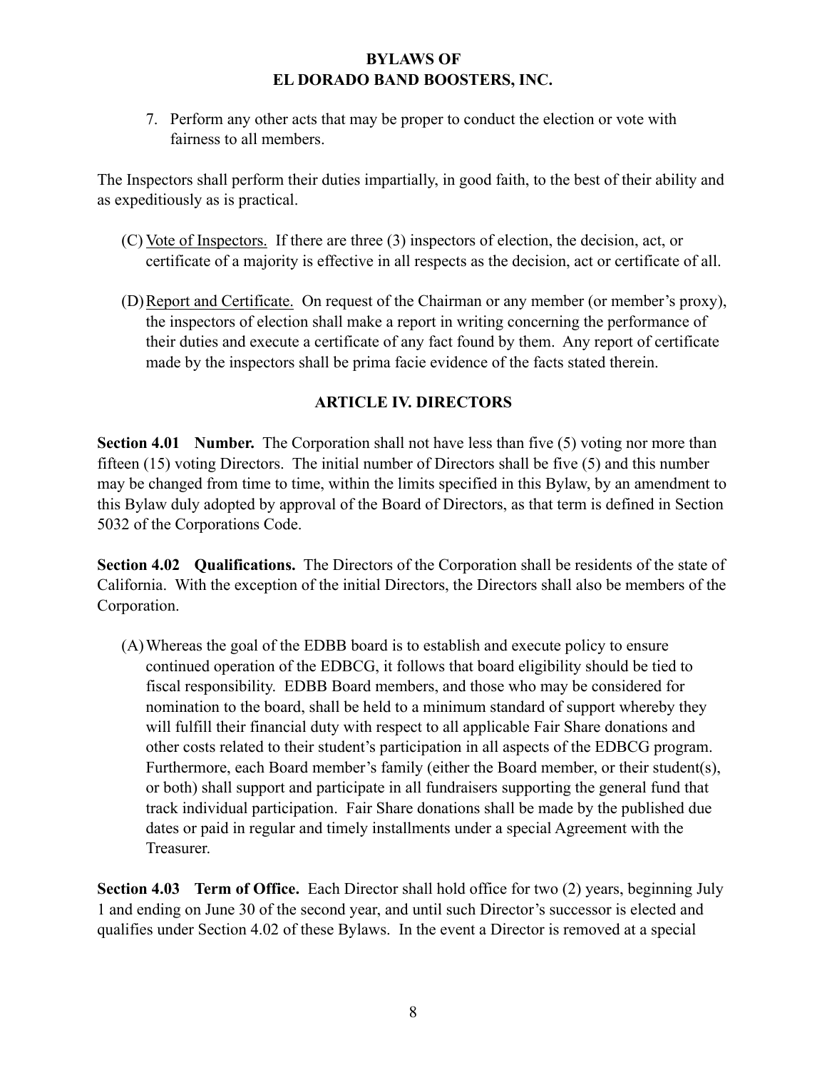7. Perform any other acts that may be proper to conduct the election or vote with fairness to all members.

The Inspectors shall perform their duties impartially, in good faith, to the best of their ability and as expeditiously as is practical.

(C) Vote of Inspectors. If there are three (3) inspectors of election, the decision, act, or certificate of a majority is effective in all respects as the decision, act or certificate of all.

(D) Report and Certificate. On request of the Chairman or any member (or member's proxy), the inspectors of election shall make a report in writing concerning the performance of their duties and execute a certificate of any fact found by them. Any report of certificate made by the inspectors shall be prima facie evidence of the facts stated therein.

## ARTICLE IV. DIRECTORS

**Section 4.01 Number.** The Corporation shall not have less than five (5) voting nor more than fifteen (15) voting Directors. The initial number of Directors shall be five (5) and this number may be changed from time to time, within the limits specified in this Bylaw, by an amendment to this Bylaw duly adopted by approval of the Board of Directors, as that term is defined in Section 5032 of the Corporations Code.

**Section 4.02 Qualifications.** The Directors of the Corporation shall be residents of the state of California. With the exception of the initial Directors, the Directors shall also be members of the Corporation.

(A) Whereas the goal of the EDBB board is to establish and execute policy to ensure continued operation of the EDBCG, it follows that board eligibility should be tied to fiscal responsibility. EDBB Board members, and those who may be considered for nomination to the board, shall be held to a minimum standard of support whereby they will fulfill their financial duty with respect to all applicable Fair Share donations and other costs related to their student's participation in all aspects of the EDBCG program. Furthermore, each Board member's family (either the Board member, or their student(s), or both) shall support and participate in all fundraisers supporting the general fund that track individual participation. Fair Share donations shall be made by the published due dates or paid in regular and timely installments under a special Agreement with the Treasurer.

**Section 4.03 Term of Office.** Each Director shall hold office for two (2) years, beginning July 1 and ending on June 30 of the second year, and until such Director's successor is elected and qualifies under Section 4.02 of these Bylaws. In the event a Director is removed at a special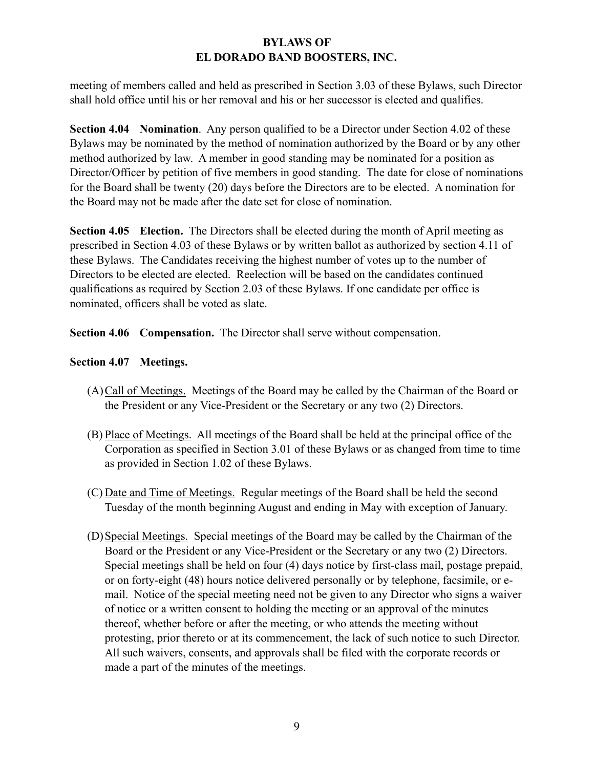meeting of members called and held as prescribed in Section 3.03 of these Bylaws, such Director shall hold office until his or her removal and his or her successor is elected and qualifies.

**Section 4.04 Nomination**. Any person qualified to be a Director under Section 4.02 of these Bylaws may be nominated by the method of nomination authorized by the Board or by any other method authorized by law. A member in good standing may be nominated for a position as Director/Officer by petition of five members in good standing. The date for close of nominations for the Board shall be twenty (20) days before the Directors are to be elected. A nomination for the Board may not be made after the date set for close of nomination.

**Section 4.05 Election.** The Directors shall be elected during the month of April meeting as prescribed in Section 4.03 of these Bylaws or by written ballot as authorized by section 4.11 of these Bylaws. The Candidates receiving the highest number of votes up to the number of Directors to be elected are elected. Reelection will be based on the candidates continued qualifications as required by Section 2.03 of these Bylaws. If one candidate per office is nominated, officers shall be voted as slate.

**Section 4.06 Compensation.** The Director shall serve without compensation.

**Section 4.07 Meetings.**

(A) Call of Meetings. Meetings of the Board may be called by the Chairman of the Board or the President or any Vice-President or the Secretary or any two (2) Directors.

(B) Place of Meetings. All meetings of the Board shall be held at the principal office of the Corporation as specified in Section 3.01 of these Bylaws or as changed from time to time as provided in Section 1.02 of these Bylaws.

(C) Date and Time of Meetings. Regular meetings of the Board shall be held the second Tuesday of the month beginning August and ending in May with exception of January.

(D) Special Meetings. Special meetings of the Board may be called by the Chairman of the Board or the President or any Vice-President or the Secretary or any two (2) Directors. Special meetings shall be held on four (4) days notice by first-class mail, postage prepaid, or on forty-eight (48) hours notice delivered personally or by telephone, facsimile, or e-mail. Notice of the special meeting need not be given to any Director who signs a waiver of notice or a written consent to holding the meeting or an approval of the minutes thereof, whether before or after the meeting, or who attends the meeting without protesting, prior thereto or at its commencement, the lack of such notice to such Director. All such waivers, consents, and approvals shall be filed with the corporate records or made a part of the minutes of the meetings.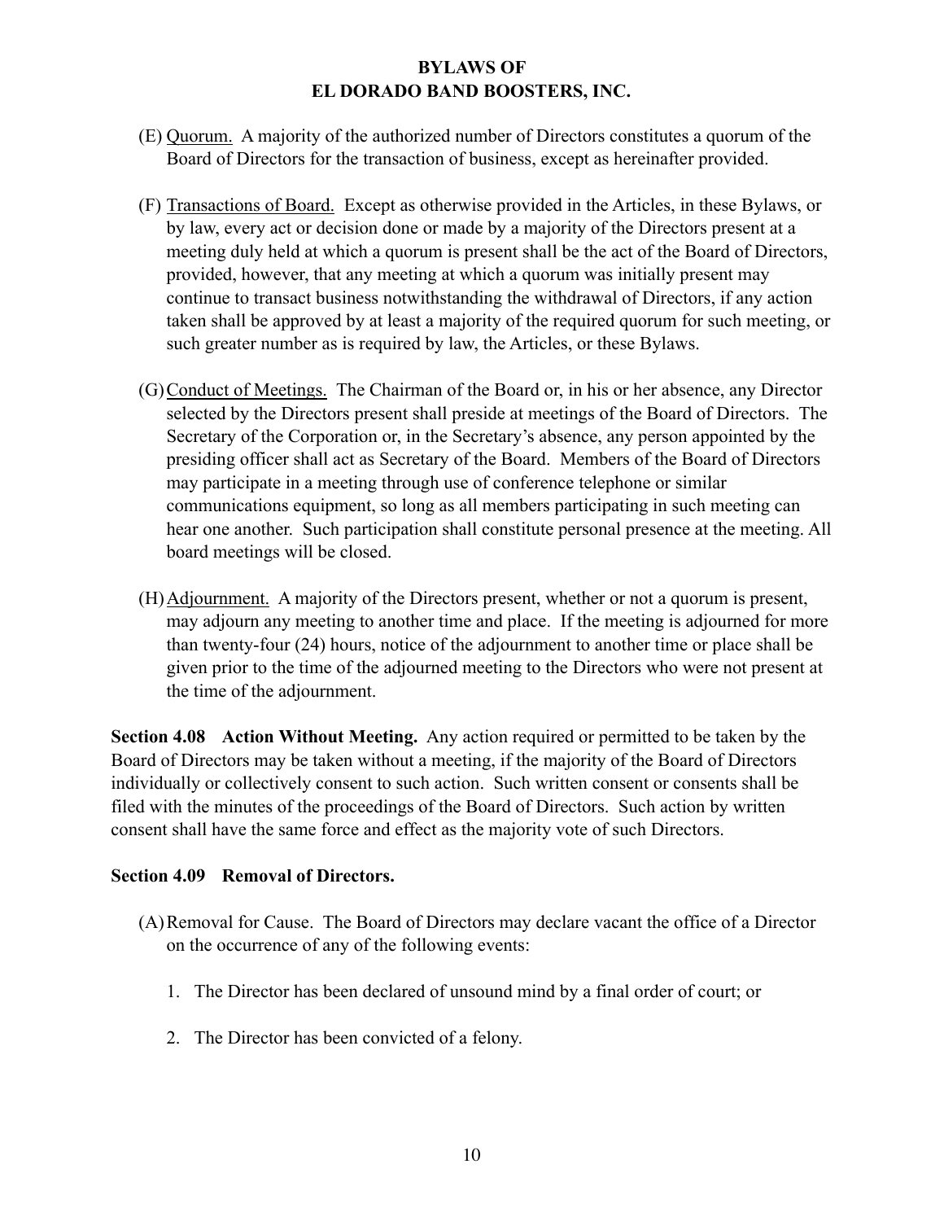(E) Quorum. A majority of the authorized number of Directors constitutes a quorum of the Board of Directors for the transaction of business, except as hereinafter provided.

(F) Transactions of Board. Except as otherwise provided in the Articles, in these Bylaws, or by law, every act or decision done or made by a majority of the Directors present at a meeting duly held at which a quorum is present shall be the act of the Board of Directors, provided, however, that any meeting at which a quorum was initially present may continue to transact business notwithstanding the withdrawal of Directors, if any action taken shall be approved by at least a majority of the required quorum for such meeting, or such greater number as is required by law, the Articles, or these Bylaws.

(G) Conduct of Meetings. The Chairman of the Board or, in his or her absence, any Director selected by the Directors present shall preside at meetings of the Board of Directors. The Secretary of the Corporation or, in the Secretary's absence, any person appointed by the presiding officer shall act as Secretary of the Board. Members of the Board of Directors may participate in a meeting through use of conference telephone or similar communications equipment, so long as all members participating in such meeting can hear one another. Such participation shall constitute personal presence at the meeting. All board meetings will be closed.

(H) Adjournment. A majority of the Directors present, whether or not a quorum is present, may adjourn any meeting to another time and place. If the meeting is adjourned for more than twenty-four (24) hours, notice of the adjournment to another time or place shall be given prior to the time of the adjourned meeting to the Directors who were not present at the time of the adjournment.

**Section 4.08 Action Without Meeting.** Any action required or permitted to be taken by the Board of Directors may be taken without a meeting, if the majority of the Board of Directors individually or collectively consent to such action. Such written consent or consents shall be filed with the minutes of the proceedings of the Board of Directors. Such action by written consent shall have the same force and effect as the majority vote of such Directors.

**Section 4.09 Removal of Directors.**

(A) Removal for Cause. The Board of Directors may declare vacant the office of a Director on the occurrence of any of the following events:

1. The Director has been declared of unsound mind by a final order of court; or

2. The Director has been convicted of a felony.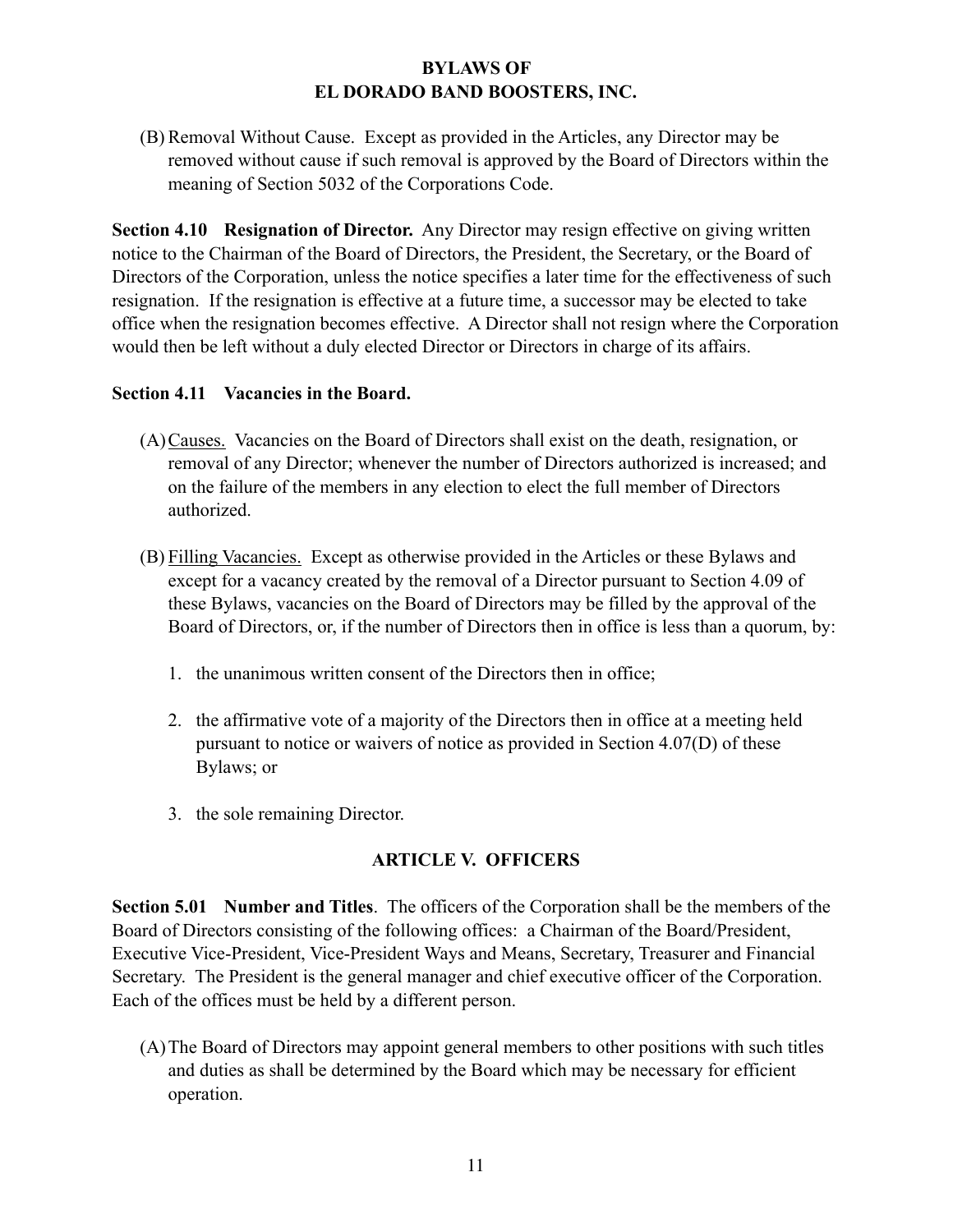(B) Removal Without Cause. Except as provided in the Articles, any Director may be removed without cause if such removal is approved by the Board of Directors within the meaning of Section 5032 of the Corporations Code.

**Section 4.10 Resignation of Director.** Any Director may resign effective on giving written notice to the Chairman of the Board of Directors, the President, the Secretary, or the Board of Directors of the Corporation, unless the notice specifies a later time for the effectiveness of such resignation. If the resignation is effective at a future time, a successor may be elected to take office when the resignation becomes effective. A Director shall not resign where the Corporation would then be left without a duly elected Director or Directors in charge of its affairs.

**Section 4.11 Vacancies in the Board.**

(A) Causes. Vacancies on the Board of Directors shall exist on the death, resignation, or removal of any Director; whenever the number of Directors authorized is increased; and on the failure of the members in any election to elect the full member of Directors authorized.

(B) Filling Vacancies. Except as otherwise provided in the Articles or these Bylaws and except for a vacancy created by the removal of a Director pursuant to Section 4.09 of these Bylaws, vacancies on the Board of Directors may be filled by the approval of the Board of Directors, or, if the number of Directors then in office is less than a quorum, by:

1. the unanimous written consent of the Directors then in office;

2. the affirmative vote of a majority of the Directors then in office at a meeting held pursuant to notice or waivers of notice as provided in Section 4.07(D) of these Bylaws; or

3. the sole remaining Director.

## ARTICLE V. OFFICERS

**Section 5.01 Number and Titles**. The officers of the Corporation shall be the members of the Board of Directors consisting of the following offices: a Chairman of the Board/President, Executive Vice-President, Vice-President Ways and Means, Secretary, Treasurer and Financial Secretary. The President is the general manager and chief executive officer of the Corporation. Each of the offices must be held by a different person.

(A) The Board of Directors may appoint general members to other positions with such titles and duties as shall be determined by the Board which may be necessary for efficient operation.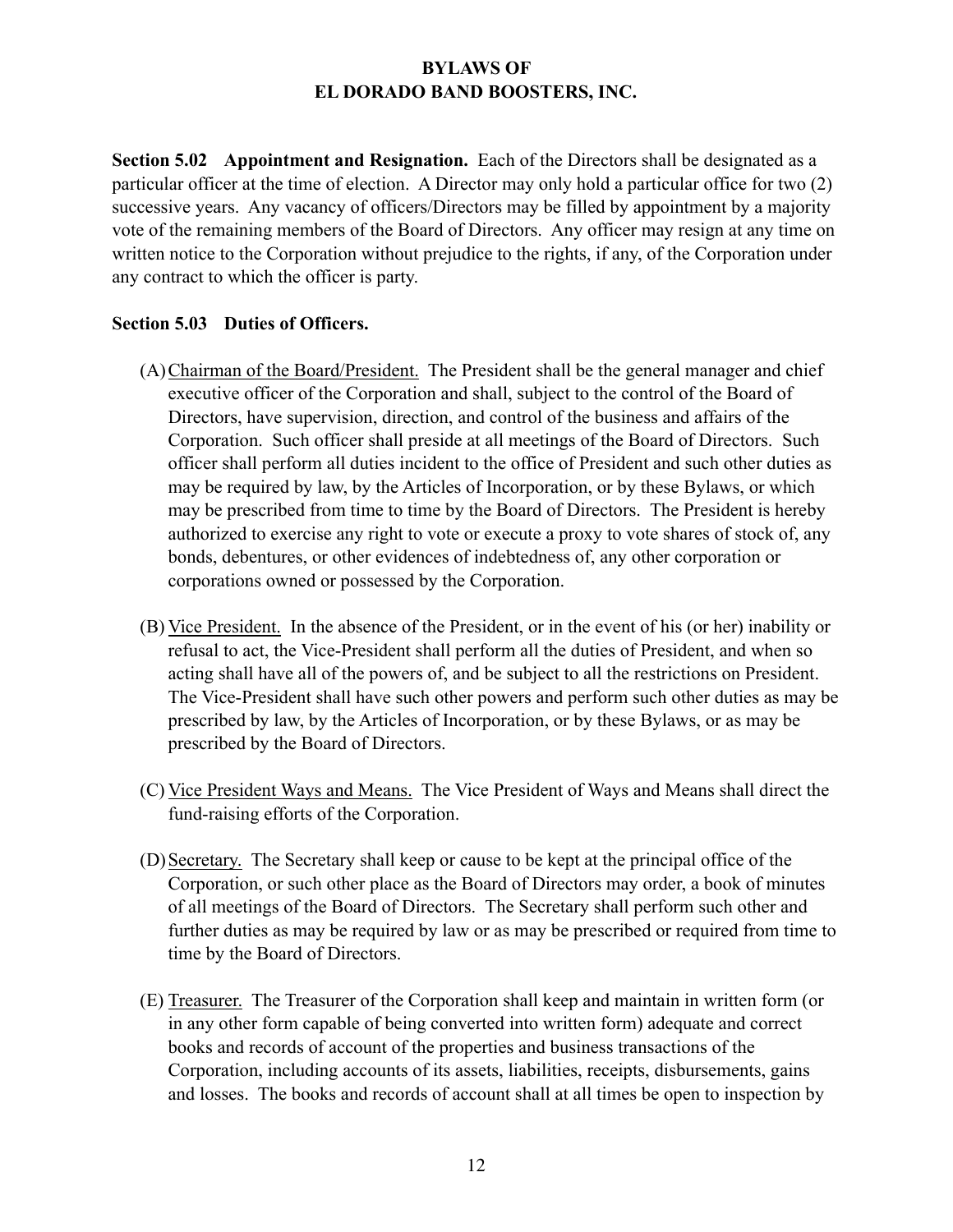**Section 5.02 Appointment and Resignation.** Each of the Directors shall be designated as a particular officer at the time of election. A Director may only hold a particular office for two (2) successive years. Any vacancy of officers/Directors may be filled by appointment by a majority vote of the remaining members of the Board of Directors. Any officer may resign at any time on written notice to the Corporation without prejudice to the rights, if any, of the Corporation under any contract to which the officer is party.

**Section 5.03 Duties of Officers.**

(A) Chairman of the Board/President. The President shall be the general manager and chief executive officer of the Corporation and shall, subject to the control of the Board of Directors, have supervision, direction, and control of the business and affairs of the Corporation. Such officer shall preside at all meetings of the Board of Directors. Such officer shall perform all duties incident to the office of President and such other duties as may be required by law, by the Articles of Incorporation, or by these Bylaws, or which may be prescribed from time to time by the Board of Directors. The President is hereby authorized to exercise any right to vote or execute a proxy to vote shares of stock of, any bonds, debentures, or other evidences of indebtedness of, any other corporation or corporations owned or possessed by the Corporation.

(B) Vice President. In the absence of the President, or in the event of his (or her) inability or refusal to act, the Vice-President shall perform all the duties of President, and when so acting shall have all of the powers of, and be subject to all the restrictions on President. The Vice-President shall have such other powers and perform such other duties as may be prescribed by law, by the Articles of Incorporation, or by these Bylaws, or as may be prescribed by the Board of Directors.

(C) Vice President Ways and Means. The Vice President of Ways and Means shall direct the fund-raising efforts of the Corporation.

(D) Secretary. The Secretary shall keep or cause to be kept at the principal office of the Corporation, or such other place as the Board of Directors may order, a book of minutes of all meetings of the Board of Directors. The Secretary shall perform such other and further duties as may be required by law or as may be prescribed or required from time to time by the Board of Directors.

(E) Treasurer. The Treasurer of the Corporation shall keep and maintain in written form (or in any other form capable of being converted into written form) adequate and correct books and records of account of the properties and business transactions of the Corporation, including accounts of its assets, liabilities, receipts, disbursements, gains and losses. The books and records of account shall at all times be open to inspection by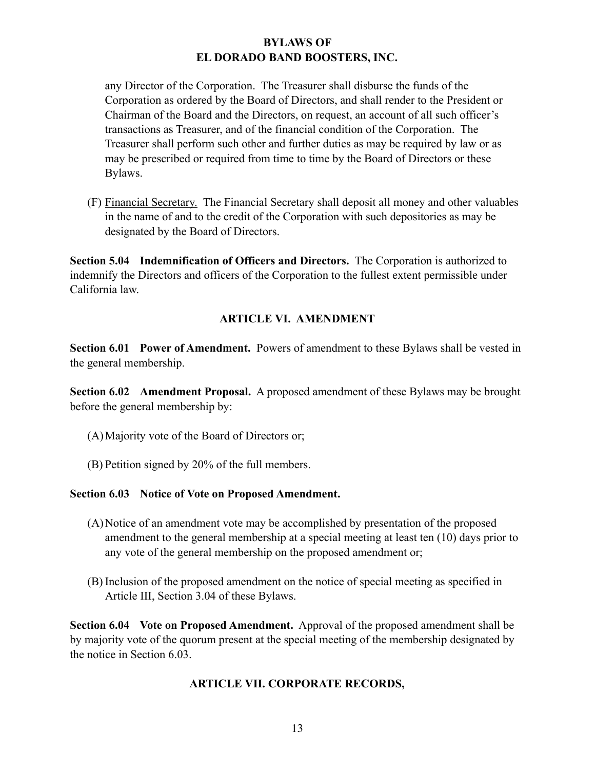any Director of the Corporation. The Treasurer shall disburse the funds of the Corporation as ordered by the Board of Directors, and shall render to the President or Chairman of the Board and the Directors, on request, an account of all such officer's transactions as Treasurer, and of the financial condition of the Corporation. The Treasurer shall perform such other and further duties as may be required by law or as may be prescribed or required from time to time by the Board of Directors or these Bylaws.

(F) Financial Secretary. The Financial Secretary shall deposit all money and other valuables in the name of and to the credit of the Corporation with such depositories as may be designated by the Board of Directors.

**Section 5.04 Indemnification of Officers and Directors.** The Corporation is authorized to indemnify the Directors and officers of the Corporation to the fullest extent permissible under California law.

## ARTICLE VI. AMENDMENT

**Section 6.01 Power of Amendment.** Powers of amendment to these Bylaws shall be vested in the general membership.

**Section 6.02 Amendment Proposal.** A proposed amendment of these Bylaws may be brought before the general membership by:

(A) Majority vote of the Board of Directors or;

(B) Petition signed by 20% of the full members.

**Section 6.03 Notice of Vote on Proposed Amendment.**

(A) Notice of an amendment vote may be accomplished by presentation of the proposed amendment to the general membership at a special meeting at least ten (10) days prior to any vote of the general membership on the proposed amendment or;

(B) Inclusion of the proposed amendment on the notice of special meeting as specified in Article III, Section 3.04 of these Bylaws.

**Section 6.04 Vote on Proposed Amendment.** Approval of the proposed amendment shall be by majority vote of the quorum present at the special meeting of the membership designated by the notice in Section 6.03.

## ARTICLE VII. CORPORATE RECORDS,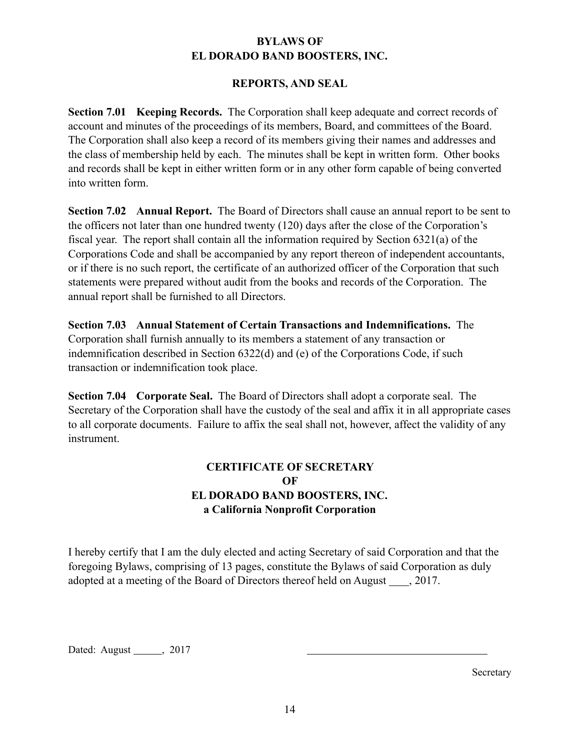**BYLAWS OF**
**EL DORADO BAND BOOSTERS, INC.**

## REPORTS, AND SEAL

**Section 7.01 Keeping Records.** The Corporation shall keep adequate and correct records of account and minutes of the proceedings of its members, Board, and committees of the Board. The Corporation shall also keep a record of its members giving their names and addresses and the class of membership held by each. The minutes shall be kept in written form. Other books and records shall be kept in either written form or in any other form capable of being converted into written form.

**Section 7.02 Annual Report.** The Board of Directors shall cause an annual report to be sent to the officers not later than one hundred twenty (120) days after the close of the Corporation's fiscal year. The report shall contain all the information required by Section 6321(a) of the Corporations Code and shall be accompanied by any report thereon of independent accountants, or if there is no such report, the certificate of an authorized officer of the Corporation that such statements were prepared without audit from the books and records of the Corporation. The annual report shall be furnished to all Directors.

**Section 7.03 Annual Statement of Certain Transactions and Indemnifications.** The Corporation shall furnish annually to its members a statement of any transaction or indemnification described in Section 6322(d) and (e) of the Corporations Code, if such transaction or indemnification took place.

**Section 7.04 Corporate Seal.** The Board of Directors shall adopt a corporate seal. The Secretary of the Corporation shall have the custody of the seal and affix it in all appropriate cases to all corporate documents. Failure to affix the seal shall not, however, affect the validity of any instrument.

## CERTIFICATE OF SECRETARY OF EL DORADO BAND BOOSTERS, INC. a California Nonprofit Corporation

I hereby certify that I am the duly elected and acting Secretary of said Corporation and that the foregoing Bylaws, comprising of 13 pages, constitute the Bylaws of said Corporation as duly adopted at a meeting of the Board of Directors thereof held on August ____, 2017.

Dated: August ______, 2017

___________________________________
Secretary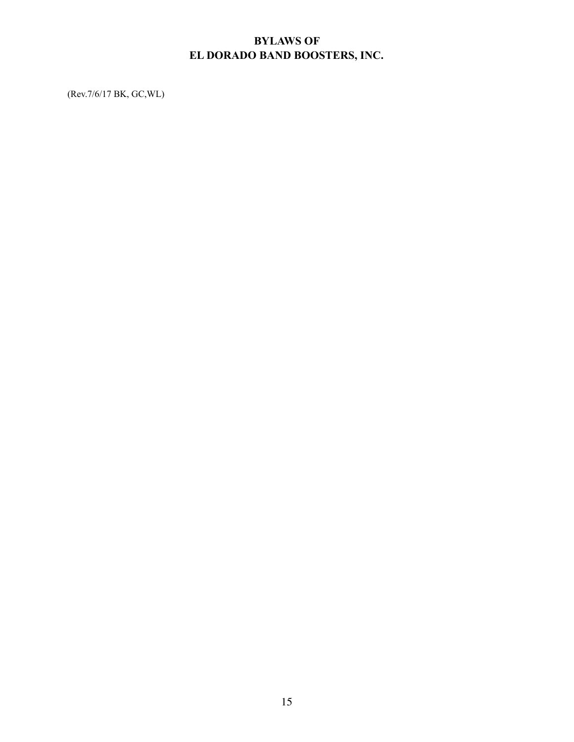**BYLAWS OF**
**EL DORADO BAND BOOSTERS, INC.**

(Rev.7/6/17 BK, GC,WL)